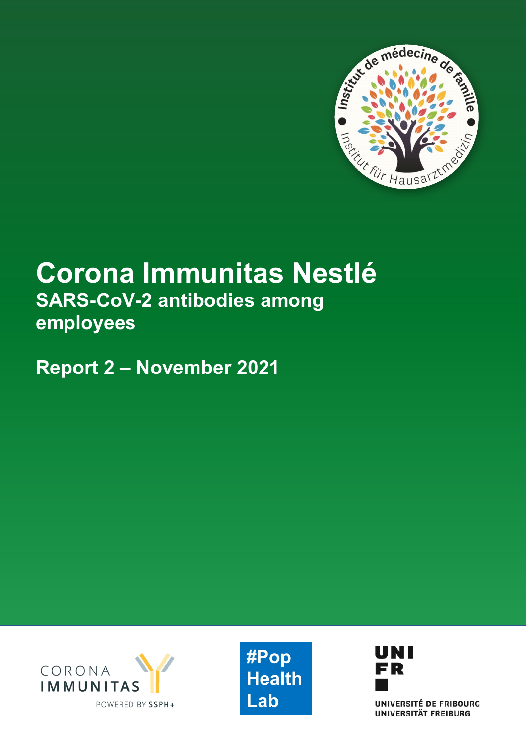# Corona Immunitas Nestlé

## SARS-CoV-2 antibodies among employees

## Report 2 – November 2021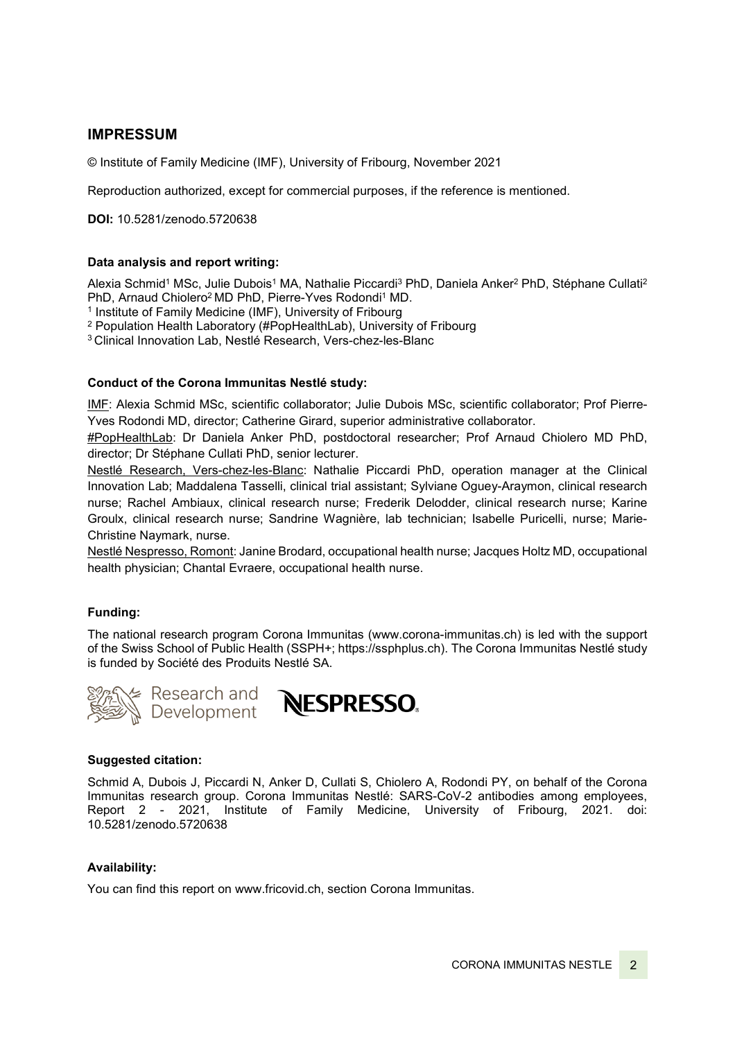## IMPRESSUM

© Institute of Family Medicine (IMF), University of Fribourg, November 2021

Reproduction authorized, except for commercial purposes, if the reference is mentioned.

**DOI:** 10.5281/zenodo.5720638

**Data analysis and report writing:**

Alexia Schmid[1] MSc, Julie Dubois[1] MA, Nathalie Piccardi[3] PhD, Daniela Anker[2] PhD, Stéphane Cullati[2] PhD, Arnaud Chiolero[2] MD PhD, Pierre-Yves Rodondi[1] MD.

[1] Institute of Family Medicine (IMF), University of Fribourg

[2] Population Health Laboratory (#PopHealthLab), University of Fribourg

[3] Clinical Innovation Lab, Nestlé Research, Vers-chez-les-Blanc

**Conduct of the Corona Immunitas Nestlé study:**

IMF: Alexia Schmid MSc, scientific collaborator; Julie Dubois MSc, scientific collaborator; Prof Pierre-Yves Rodondi MD, director; Catherine Girard, superior administrative collaborator.

#PopHealthLab: Dr Daniela Anker PhD, postdoctoral researcher; Prof Arnaud Chiolero MD PhD, director; Dr Stéphane Cullati PhD, senior lecturer.

Nestlé Research, Vers-chez-les-Blanc: Nathalie Piccardi PhD, operation manager at the Clinical Innovation Lab; Maddalena Tasselli, clinical trial assistant; Sylviane Oguey-Araymon, clinical research nurse; Rachel Ambiaux, clinical research nurse; Frederik Delodder, clinical research nurse; Karine Groulx, clinical research nurse; Sandrine Wagnière, lab technician; Isabelle Puricelli, nurse; Marie-Christine Naymark, nurse.

Nestlé Nespresso, Romont: Janine Brodard, occupational health nurse; Jacques Holtz MD, occupational health physician; Chantal Evraere, occupational health nurse.

**Funding:**

The national research program Corona Immunitas (www.corona-immunitas.ch) is led with the support of the Swiss School of Public Health (SSPH+; https://ssphplus.ch). The Corona Immunitas Nestlé study is funded by Société des Produits Nestlé SA.

Research and Development NESPRESSO

**Suggested citation:**

Schmid A, Dubois J, Piccardi N, Anker D, Cullati S, Chiolero A, Rodondi PY, on behalf of the Corona Immunitas research group. Corona Immunitas Nestlé: SARS-CoV-2 antibodies among employees, Report 2 - 2021, Institute of Family Medicine, University of Fribourg, 2021. doi: 10.5281/zenodo.5720638

**Availability:**

You can find this report on www.fricovid.ch, section Corona Immunitas.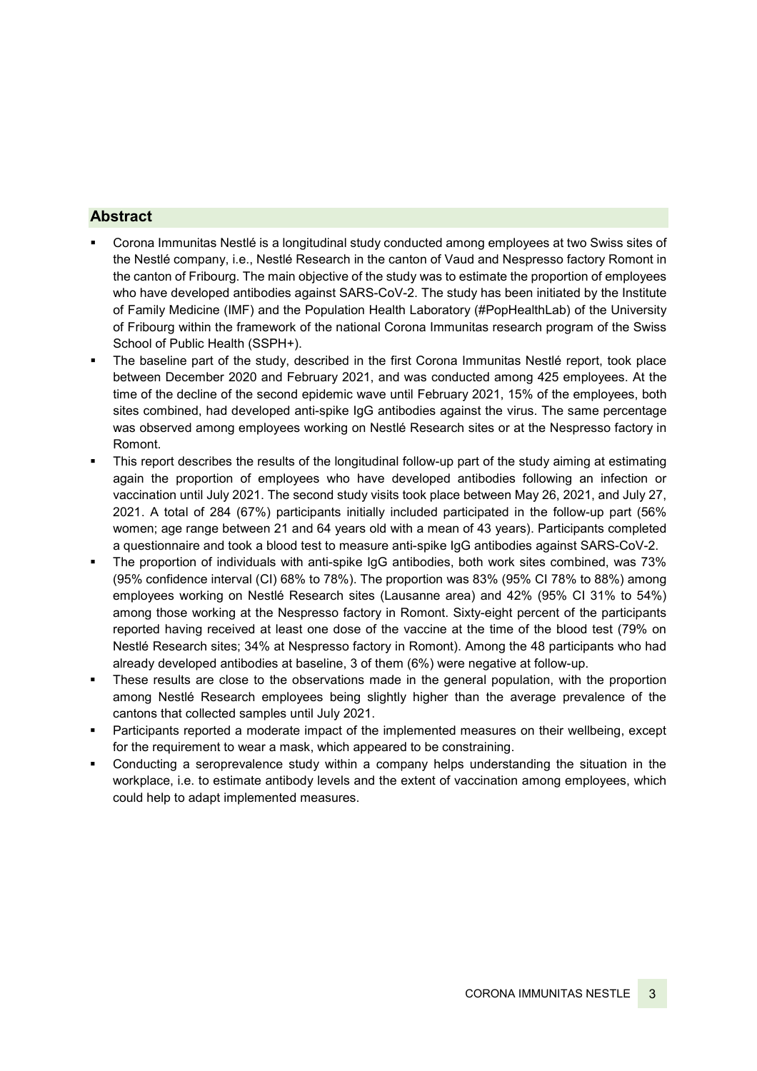## Abstract

- Corona Immunitas Nestlé is a longitudinal study conducted among employees at two Swiss sites of the Nestlé company, i.e., Nestlé Research in the canton of Vaud and Nespresso factory Romont in the canton of Fribourg. The main objective of the study was to estimate the proportion of employees who have developed antibodies against SARS-CoV-2. The study has been initiated by the Institute of Family Medicine (IMF) and the Population Health Laboratory (#PopHealthLab) of the University of Fribourg within the framework of the national Corona Immunitas research program of the Swiss School of Public Health (SSPH+).
- The baseline part of the study, described in the first Corona Immunitas Nestlé report, took place between December 2020 and February 2021, and was conducted among 425 employees. At the time of the decline of the second epidemic wave until February 2021, 15% of the employees, both sites combined, had developed anti-spike IgG antibodies against the virus. The same percentage was observed among employees working on Nestlé Research sites or at the Nespresso factory in Romont.
- This report describes the results of the longitudinal follow-up part of the study aiming at estimating again the proportion of employees who have developed antibodies following an infection or vaccination until July 2021. The second study visits took place between May 26, 2021, and July 27, 2021. A total of 284 (67%) participants initially included participated in the follow-up part (56% women; age range between 21 and 64 years old with a mean of 43 years). Participants completed a questionnaire and took a blood test to measure anti-spike IgG antibodies against SARS-CoV-2.
- The proportion of individuals with anti-spike IgG antibodies, both work sites combined, was 73% (95% confidence interval (CI) 68% to 78%). The proportion was 83% (95% CI 78% to 88%) among employees working on Nestlé Research sites (Lausanne area) and 42% (95% CI 31% to 54%) among those working at the Nespresso factory in Romont. Sixty-eight percent of the participants reported having received at least one dose of the vaccine at the time of the blood test (79% on Nestlé Research sites; 34% at Nespresso factory in Romont). Among the 48 participants who had already developed antibodies at baseline, 3 of them (6%) were negative at follow-up.
- These results are close to the observations made in the general population, with the proportion among Nestlé Research employees being slightly higher than the average prevalence of the cantons that collected samples until July 2021.
- Participants reported a moderate impact of the implemented measures on their wellbeing, except for the requirement to wear a mask, which appeared to be constraining.
- Conducting a seroprevalence study within a company helps understanding the situation in the workplace, i.e. to estimate antibody levels and the extent of vaccination among employees, which could help to adapt implemented measures.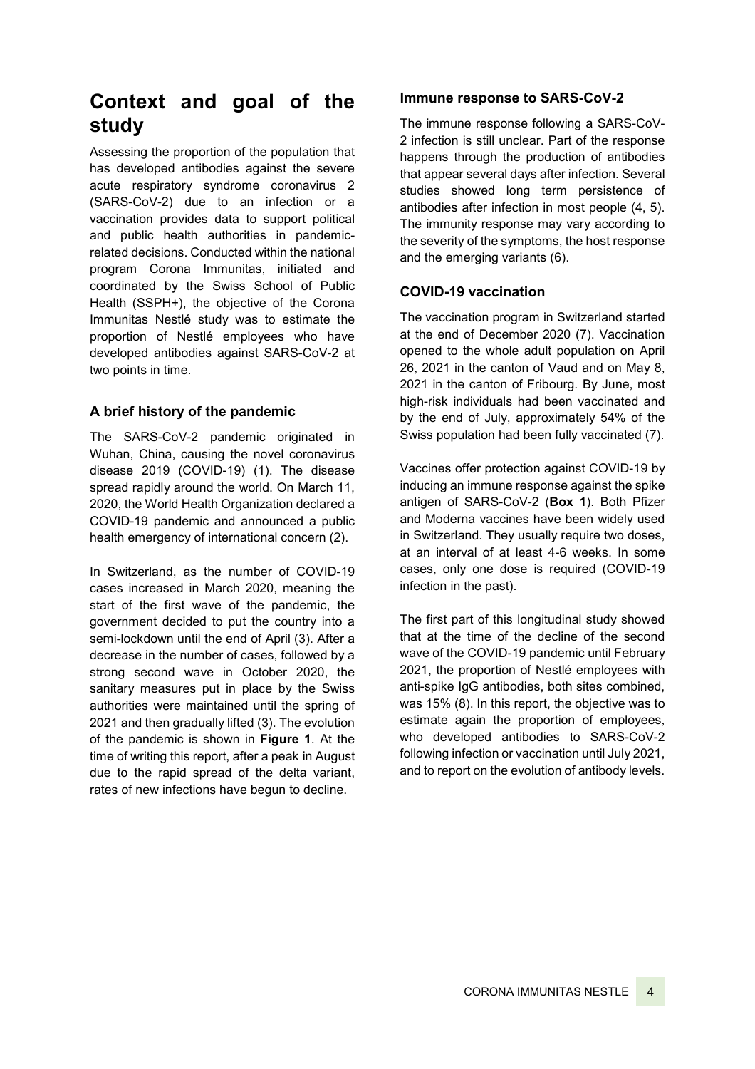# Context and goal of the study

Assessing the proportion of the population that has developed antibodies against the severe acute respiratory syndrome coronavirus 2 (SARS-CoV-2) due to an infection or a vaccination provides data to support political and public health authorities in pandemic-related decisions. Conducted within the national program Corona Immunitas, initiated and coordinated by the Swiss School of Public Health (SSPH+), the objective of the Corona Immunitas Nestlé study was to estimate the proportion of Nestlé employees who have developed antibodies against SARS-CoV-2 at two points in time.

### A brief history of the pandemic

The SARS-CoV-2 pandemic originated in Wuhan, China, causing the novel coronavirus disease 2019 (COVID-19) (1). The disease spread rapidly around the world. On March 11, 2020, the World Health Organization declared a COVID-19 pandemic and announced a public health emergency of international concern (2).

In Switzerland, as the number of COVID-19 cases increased in March 2020, meaning the start of the first wave of the pandemic, the government decided to put the country into a semi-lockdown until the end of April (3). After a decrease in the number of cases, followed by a strong second wave in October 2020, the sanitary measures put in place by the Swiss authorities were maintained until the spring of 2021 and then gradually lifted (3). The evolution of the pandemic is shown in **Figure 1**. At the time of writing this report, after a peak in August due to the rapid spread of the delta variant, rates of new infections have begun to decline.

### Immune response to SARS-CoV-2

The immune response following a SARS-CoV-2 infection is still unclear. Part of the response happens through the production of antibodies that appear several days after infection. Several studies showed long term persistence of antibodies after infection in most people (4, 5). The immunity response may vary according to the severity of the symptoms, the host response and the emerging variants (6).

### COVID-19 vaccination

The vaccination program in Switzerland started at the end of December 2020 (7). Vaccination opened to the whole adult population on April 26, 2021 in the canton of Vaud and on May 8, 2021 in the canton of Fribourg. By June, most high-risk individuals had been vaccinated and by the end of July, approximately 54% of the Swiss population had been fully vaccinated (7).

Vaccines offer protection against COVID-19 by inducing an immune response against the spike antigen of SARS-CoV-2 (**Box 1**). Both Pfizer and Moderna vaccines have been widely used in Switzerland. They usually require two doses, at an interval of at least 4-6 weeks. In some cases, only one dose is required (COVID-19 infection in the past).

The first part of this longitudinal study showed that at the time of the decline of the second wave of the COVID-19 pandemic until February 2021, the proportion of Nestlé employees with anti-spike IgG antibodies, both sites combined, was 15% (8). In this report, the objective was to estimate again the proportion of employees, who developed antibodies to SARS-CoV-2 following infection or vaccination until July 2021, and to report on the evolution of antibody levels.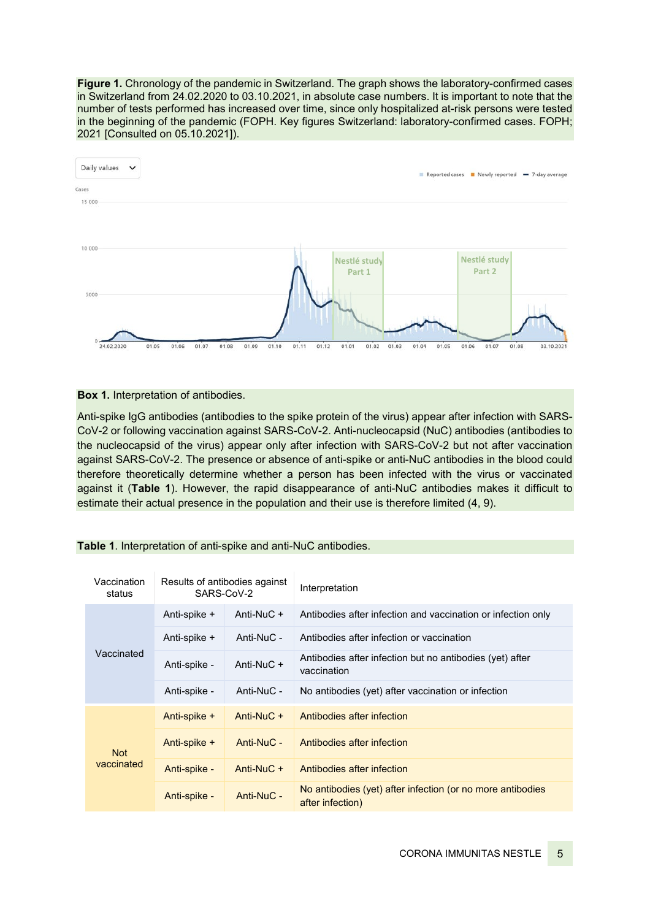**Figure 1.** Chronology of the pandemic in Switzerland. The graph shows the laboratory-confirmed cases in Switzerland from 24.02.2020 to 03.10.2021, in absolute case numbers. It is important to note that the number of tests performed has increased over time, since only hospitalized at-risk persons were tested in the beginning of the pandemic (FOPH. Key figures Switzerland: laboratory-confirmed cases. FOPH; 2021 [Consulted on 05.10.2021]).

**Box 1.** Interpretation of antibodies.

Anti-spike IgG antibodies (antibodies to the spike protein of the virus) appear after infection with SARS-CoV-2 or following vaccination against SARS-CoV-2. Anti-nucleocapsid (NuC) antibodies (antibodies to the nucleocapsid of the virus) appear only after infection with SARS-CoV-2 but not after vaccination against SARS-CoV-2. The presence or absence of anti-spike or anti-NuC antibodies in the blood could therefore theoretically determine whether a person has been infected with the virus or vaccinated against it (**Table 1**). However, the rapid disappearance of anti-NuC antibodies makes it difficult to estimate their actual presence in the population and their use is therefore limited (4, 9).

**Table 1**. Interpretation of anti-spike and anti-NuC antibodies.

| Vaccination status | Results of antibodies against SARS-CoV-2 | | Interpretation |
|---|---|---|---|
| Vaccinated | Anti-spike + | Anti-NuC + | Antibodies after infection and vaccination or infection only |
| | Anti-spike + | Anti-NuC - | Antibodies after infection or vaccination |
| | Anti-spike - | Anti-NuC + | Antibodies after infection but no antibodies (yet) after vaccination |
| | Anti-spike - | Anti-NuC - | No antibodies (yet) after vaccination or infection |
| Not vaccinated | Anti-spike + | Anti-NuC + | Antibodies after infection |
| | Anti-spike + | Anti-NuC - | Antibodies after infection |
| | Anti-spike - | Anti-NuC + | Antibodies after infection |
| | Anti-spike - | Anti-NuC - | No antibodies (yet) after infection (or no more antibodies after infection) |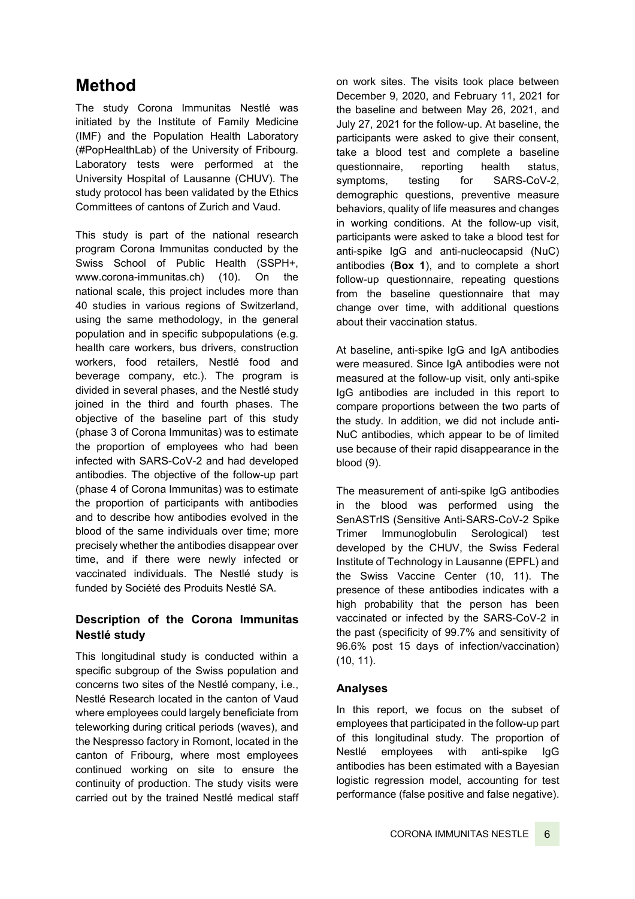# Method

The study Corona Immunitas Nestlé was initiated by the Institute of Family Medicine (IMF) and the Population Health Laboratory (#PopHealthLab) of the University of Fribourg. Laboratory tests were performed at the University Hospital of Lausanne (CHUV). The study protocol has been validated by the Ethics Committees of cantons of Zurich and Vaud.

This study is part of the national research program Corona Immunitas conducted by the Swiss School of Public Health (SSPH+, www.corona-immunitas.ch) (10). On the national scale, this project includes more than 40 studies in various regions of Switzerland, using the same methodology, in the general population and in specific subpopulations (e.g. health care workers, bus drivers, construction workers, food retailers, Nestlé food and beverage company, etc.). The program is divided in several phases, and the Nestlé study joined in the third and fourth phases. The objective of the baseline part of this study (phase 3 of Corona Immunitas) was to estimate the proportion of employees who had been infected with SARS-CoV-2 and had developed antibodies. The objective of the follow-up part (phase 4 of Corona Immunitas) was to estimate the proportion of participants with antibodies and to describe how antibodies evolved in the blood of the same individuals over time; more precisely whether the antibodies disappear over time, and if there were newly infected or vaccinated individuals. The Nestlé study is funded by Société des Produits Nestlé SA.

### Description of the Corona Immunitas Nestlé study

This longitudinal study is conducted within a specific subgroup of the Swiss population and concerns two sites of the Nestlé company, i.e., Nestlé Research located in the canton of Vaud where employees could largely beneficiate from teleworking during critical periods (waves), and the Nespresso factory in Romont, located in the canton of Fribourg, where most employees continued working on site to ensure the continuity of production. The study visits were carried out by the trained Nestlé medical staff on work sites. The visits took place between December 9, 2020, and February 11, 2021 for the baseline and between May 26, 2021, and July 27, 2021 for the follow-up. At baseline, the participants were asked to give their consent, take a blood test and complete a baseline questionnaire, reporting health status, symptoms, testing for SARS-CoV-2, demographic questions, preventive measure behaviors, quality of life measures and changes in working conditions. At the follow-up visit, participants were asked to take a blood test for anti-spike IgG and anti-nucleocapsid (NuC) antibodies (**Box 1**), and to complete a short follow-up questionnaire, repeating questions from the baseline questionnaire that may change over time, with additional questions about their vaccination status.

At baseline, anti-spike IgG and IgA antibodies were measured. Since IgA antibodies were not measured at the follow-up visit, only anti-spike IgG antibodies are included in this report to compare proportions between the two parts of the study. In addition, we did not include anti-NuC antibodies, which appear to be of limited use because of their rapid disappearance in the blood (9).

The measurement of anti-spike IgG antibodies in the blood was performed using the SenASTrIS (Sensitive Anti-SARS-CoV-2 Spike Trimer Immunoglobulin Serological) test developed by the CHUV, the Swiss Federal Institute of Technology in Lausanne (EPFL) and the Swiss Vaccine Center (10, 11). The presence of these antibodies indicates with a high probability that the person has been vaccinated or infected by the SARS-CoV-2 in the past (specificity of 99.7% and sensitivity of 96.6% post 15 days of infection/vaccination) (10, 11).

### Analyses

In this report, we focus on the subset of employees that participated in the follow-up part of this longitudinal study. The proportion of Nestlé employees with anti-spike IgG antibodies has been estimated with a Bayesian logistic regression model, accounting for test performance (false positive and false negative).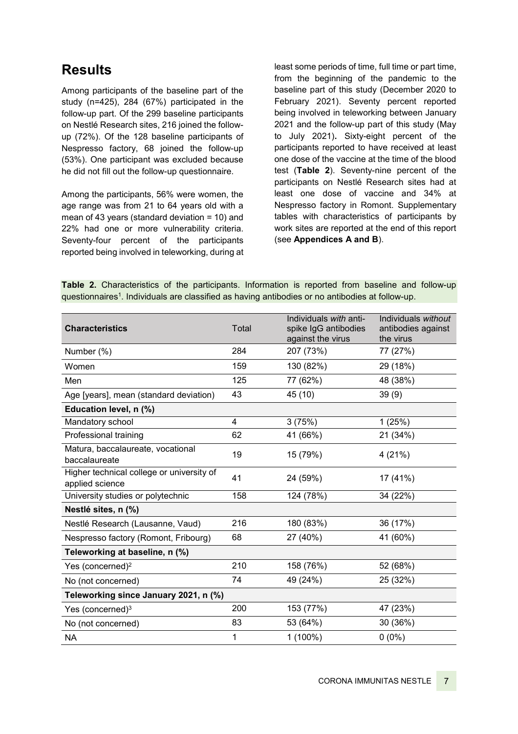## Results

Among participants of the baseline part of the study (n=425), 284 (67%) participated in the follow-up part. Of the 299 baseline participants on Nestlé Research sites, 216 joined the follow-up (72%). Of the 128 baseline participants of Nespresso factory, 68 joined the follow-up (53%). One participant was excluded because he did not fill out the follow-up questionnaire.

Among the participants, 56% were women, the age range was from 21 to 64 years old with a mean of 43 years (standard deviation = 10) and 22% had one or more vulnerability criteria. Seventy-four percent of the participants reported being involved in teleworking, during at least some periods of time, full time or part time, from the beginning of the pandemic to the baseline part of this study (December 2020 to February 2021). Seventy percent reported being involved in teleworking between January 2021 and the follow-up part of this study (May to July 2021). Sixty-eight percent of the participants reported to have received at least one dose of the vaccine at the time of the blood test (**Table 2**). Seventy-nine percent of the participants on Nestlé Research sites had at least one dose of vaccine and 34% at Nespresso factory in Romont. Supplementary tables with characteristics of participants by work sites are reported at the end of this report (see **Appendices A and B**).

**Table 2.** Characteristics of the participants. Information is reported from baseline and follow-up questionnaires[1]. Individuals are classified as having antibodies or no antibodies at follow-up.

| **Characteristics** | Total | Individuals *with* anti-spike IgG antibodies against the virus | Individuals *without* antibodies against the virus |
|---|---|---|---|
| Number (%) | 284 | 207 (73%) | 77 (27%) |
| Women | 159 | 130 (82%) | 29 (18%) |
| Men | 125 | 77 (62%) | 48 (38%) |
| Age [years], mean (standard deviation) | 43 | 45 (10) | 39 (9) |
| **Education level, n (%)** | | | |
| Mandatory school | 4 | 3 (75%) | 1 (25%) |
| Professional training | 62 | 41 (66%) | 21 (34%) |
| Matura, baccalaureate, vocational baccalaureate | 19 | 15 (79%) | 4 (21%) |
| Higher technical college or university of applied science | 41 | 24 (59%) | 17 (41%) |
| University studies or polytechnic | 158 | 124 (78%) | 34 (22%) |
| **Nestlé sites, n (%)** | | | |
| Nestlé Research (Lausanne, Vaud) | 216 | 180 (83%) | 36 (17%) |
| Nespresso factory (Romont, Fribourg) | 68 | 27 (40%) | 41 (60%) |
| **Teleworking at baseline, n (%)** | | | |
| Yes (concerned)[2] | 210 | 158 (76%) | 52 (68%) |
| No (not concerned) | 74 | 49 (24%) | 25 (32%) |
| **Teleworking since January 2021, n (%)** | | | |
| Yes (concerned)[3] | 200 | 153 (77%) | 47 (23%) |
| No (not concerned) | 83 | 53 (64%) | 30 (36%) |
| NA | 1 | 1 (100%) | 0 (0%) |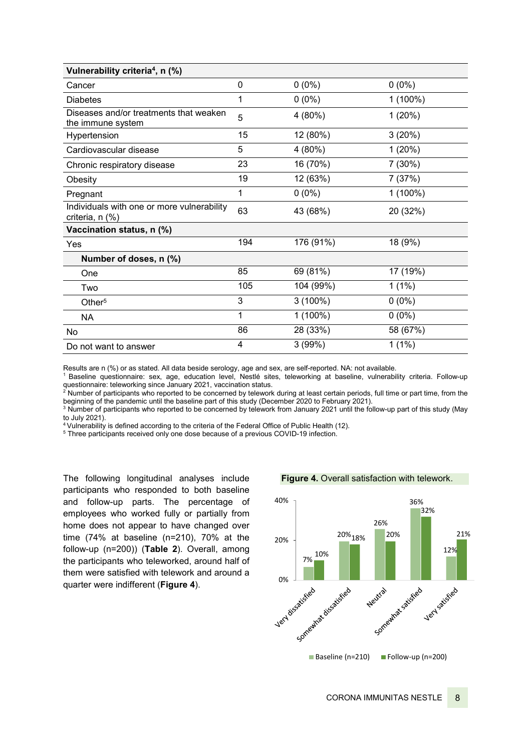| **Vulnerability criteria[4], n (%)** | | | |
|---|---|---|---|
| Cancer | 0 | 0 (0%) | 0 (0%) |
| Diabetes | 1 | 0 (0%) | 1 (100%) |
| Diseases and/or treatments that weaken the immune system | 5 | 4 (80%) | 1 (20%) |
| Hypertension | 15 | 12 (80%) | 3 (20%) |
| Cardiovascular disease | 5 | 4 (80%) | 1 (20%) |
| Chronic respiratory disease | 23 | 16 (70%) | 7 (30%) |
| Obesity | 19 | 12 (63%) | 7 (37%) |
| Pregnant | 1 | 0 (0%) | 1 (100%) |
| Individuals with one or more vulnerability criteria, n (%) | 63 | 43 (68%) | 20 (32%) |
| **Vaccination status, n (%)** | | | |
| Yes | 194 | 176 (91%) | 18 (9%) |
| **Number of doses, n (%)** | | | |
| One | 85 | 69 (81%) | 17 (19%) |
| Two | 105 | 104 (99%) | 1 (1%) |
| Other[5] | 3 | 3 (100%) | 0 (0%) |
| NA | 1 | 1 (100%) | 0 (0%) |
| No | 86 | 28 (33%) | 58 (67%) |
| Do not want to answer | 4 | 3 (99%) | 1 (1%) |

Results are n (%) or as stated. All data beside serology, age and sex, are self-reported. NA: not available.
[1] Baseline questionnaire: sex, age, education level, Nestlé sites, teleworking at baseline, vulnerability criteria. Follow-up questionnaire: teleworking since January 2021, vaccination status.
[2] Number of participants who reported to be concerned by telework during at least certain periods, full time or part time, from the beginning of the pandemic until the baseline part of this study (December 2020 to February 2021).
[3] Number of participants who reported to be concerned by telework from January 2021 until the follow-up part of this study (May to July 2021).
[4] Vulnerability is defined according to the criteria of the Federal Office of Public Health (12).
[5] Three participants received only one dose because of a previous COVID-19 infection.

The following longitudinal analyses include participants who responded to both baseline and follow-up parts. The percentage of employees who worked fully or partially from home does not appear to have changed over time (74% at baseline (n=210), 70% at the follow-up (n=200)) (**Table 2**). Overall, among the participants who teleworked, around half of them were satisfied with telework and around a quarter were indifferent (**Figure 4**).

**Figure 4.** Overall satisfaction with telework.

| | Very dissatisfied | Somewhat dissatisfied | Neutral | Somewhat satisfied | Very satisfied |
|---|---|---|---|---|---|
| Baseline (n=210) | 7% | 20% | 26% | 36% | 12% |
| Follow-up (n=200) | 10% | 18% | 20% | 32% | 21% |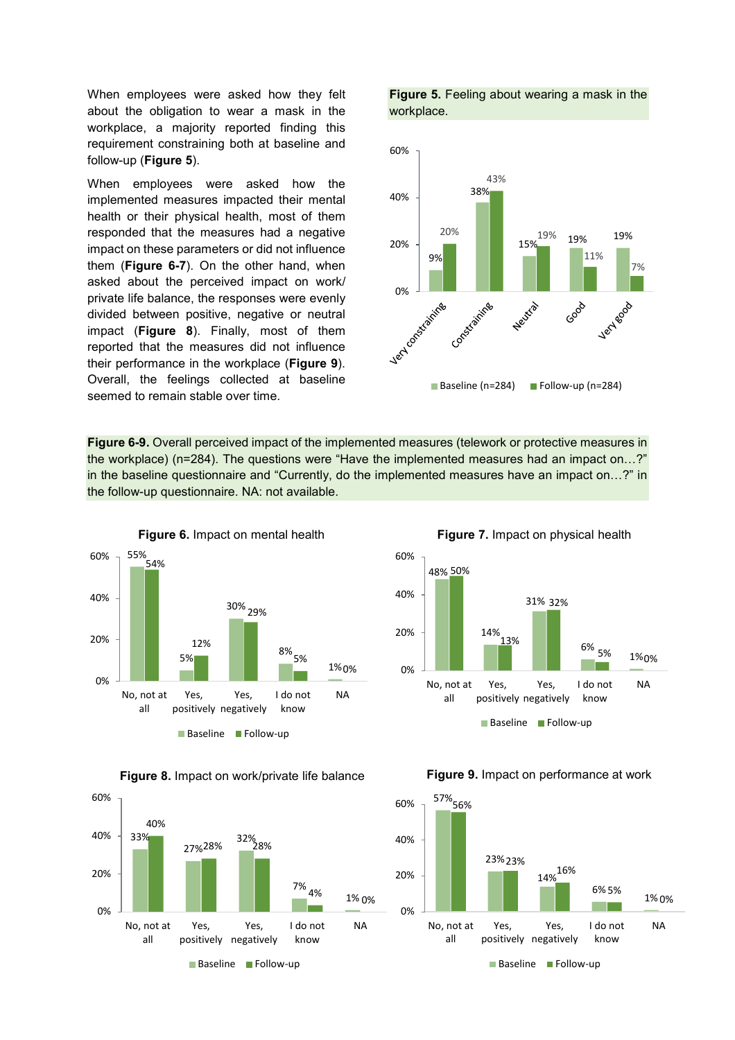When employees were asked how they felt about the obligation to wear a mask in the workplace, a majority reported finding this requirement constraining both at baseline and follow-up (**Figure 5**).

When employees were asked how the implemented measures impacted their mental health or their physical health, most of them responded that the measures had a negative impact on these parameters or did not influence them (**Figure 6-7**). On the other hand, when asked about the perceived impact on work/ private life balance, the responses were evenly divided between positive, negative or neutral impact (**Figure 8**). Finally, most of them reported that the measures did not influence their performance in the workplace (**Figure 9**). Overall, the feelings collected at baseline seemed to remain stable over time.

**Figure 5.** Feeling about wearing a mask in the workplace.

| | Baseline (n=284) | Follow-up (n=284) |
|---|---|---|
| Very constraining | 9% | 20% |
| Constraining | 38% | 43% |
| Neutral | 15% | 19% |
| Good | 19% | 11% |
| Very good | 19% | 7% |

**Figure 6-9.** Overall perceived impact of the implemented measures (telework or protective measures in the workplace) (n=284). The questions were “Have the implemented measures had an impact on…?” in the baseline questionnaire and “Currently, do the implemented measures have an impact on…?” in the follow-up questionnaire. NA: not available.

**Figure 6.** Impact on mental health

| | Baseline | Follow-up |
|---|---|---|
| No, not at all | 55% | 54% |
| Yes, positively | 5% | 12% |
| Yes, negatively | 30% | 29% |
| I do not know | 8% | 5% |
| NA | 1% | 0% |

**Figure 7.** Impact on physical health

| | Baseline | Follow-up |
|---|---|---|
| No, not at all | 48% | 50% |
| Yes, positively | 14% | 13% |
| Yes, negatively | 31% | 32% |
| I do not know | 6% | 5% |
| NA | 1% | 0% |

**Figure 8.** Impact on work/private life balance

| | Baseline | Follow-up |
|---|---|---|
| No, not at all | 33% | 40% |
| Yes, positively | 27% | 28% |
| Yes, negatively | 32% | 28% |
| I do not know | 7% | 4% |
| NA | 1% | 0% |

**Figure 9.** Impact on performance at work

| | Baseline | Follow-up |
|---|---|---|
| No, not at all | 57% | 56% |
| Yes, positively | 23% | 23% |
| Yes, negatively | 14% | 16% |
| I do not know | 6% | 5% |
| NA | 1% | 0% |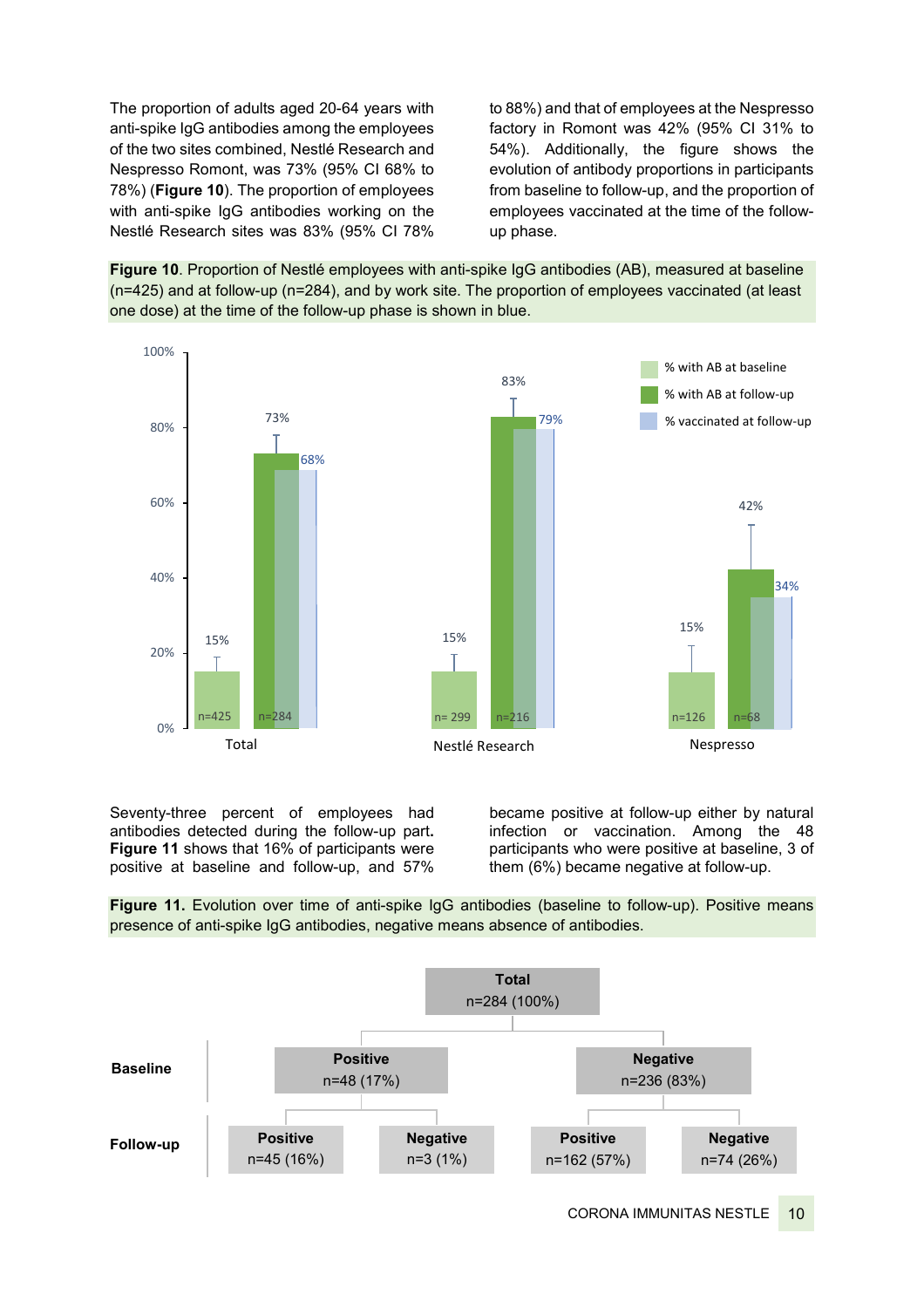The proportion of adults aged 20-64 years with anti-spike IgG antibodies among the employees of the two sites combined, Nestlé Research and Nespresso Romont, was 73% (95% CI 68% to 78%) (**Figure 10**). The proportion of employees with anti-spike IgG antibodies working on the Nestlé Research sites was 83% (95% CI 78% to 88%) and that of employees at the Nespresso factory in Romont was 42% (95% CI 31% to 54%). Additionally, the figure shows the evolution of antibody proportions in participants from baseline to follow-up, and the proportion of employees vaccinated at the time of the follow-up phase.

**Figure 10**. Proportion of Nestlé employees with anti-spike IgG antibodies (AB), measured at baseline (n=425) and at follow-up (n=284), and by work site. The proportion of employees vaccinated (at least one dose) at the time of the follow-up phase is shown in blue.

| | % with AB at baseline | % with AB at follow-up | % vaccinated at follow-up |
|---|---|---|---|
| Total | 15% (n=425) | 73% (n=284) | 68% |
| Nestlé Research | 15% (n= 299) | 83% (n=216) | 79% |
| Nespresso | 15% (n=126) | 42% (n=68) | 34% |

Seventy-three percent of employees had antibodies detected during the follow-up part. **Figure 11** shows that 16% of participants were positive at baseline and follow-up, and 57% became positive at follow-up either by natural infection or vaccination. Among the 48 participants who were positive at baseline, 3 of them (6%) became negative at follow-up.

**Figure 11.** Evolution over time of anti-spike IgG antibodies (baseline to follow-up). Positive means presence of anti-spike IgG antibodies, negative means absence of antibodies.

- **Total** n=284 (100%)
  - **Baseline: Positive** n=48 (17%)
    - **Follow-up: Positive** n=45 (16%)
    - **Follow-up: Negative** n=3 (1%)
  - **Baseline: Negative** n=236 (83%)
    - **Follow-up: Positive** n=162 (57%)
    - **Follow-up: Negative** n=74 (26%)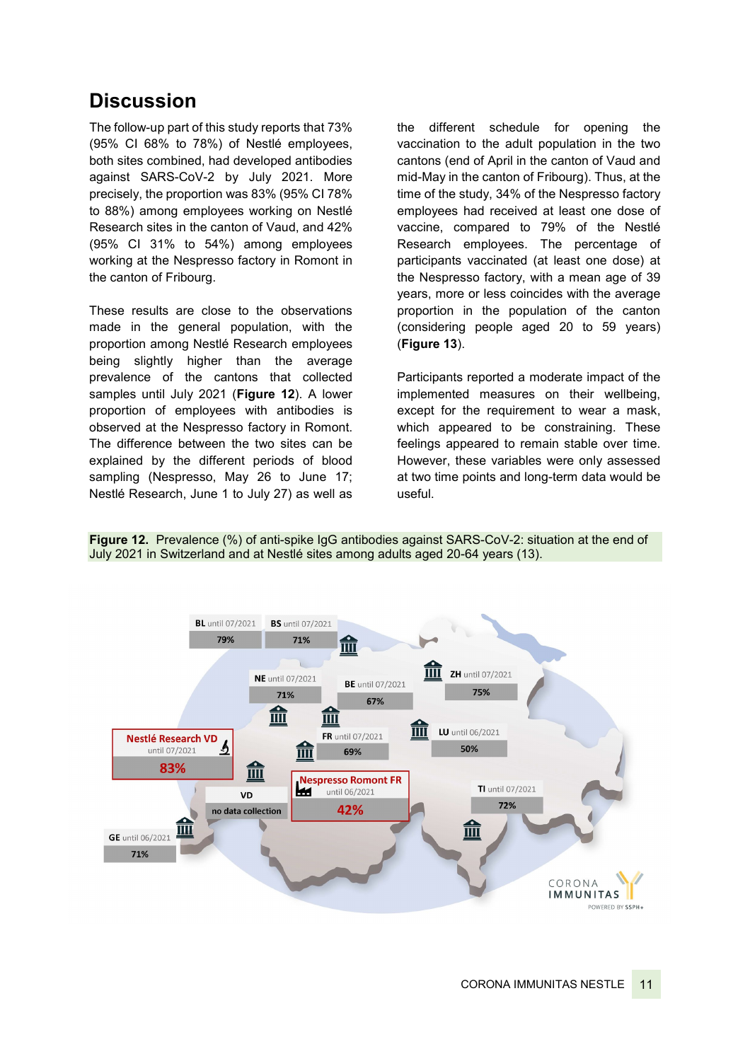## Discussion

The follow-up part of this study reports that 73% (95% CI 68% to 78%) of Nestlé employees, both sites combined, had developed antibodies against SARS-CoV-2 by July 2021. More precisely, the proportion was 83% (95% CI 78% to 88%) among employees working on Nestlé Research sites in the canton of Vaud, and 42% (95% CI 31% to 54%) among employees working at the Nespresso factory in Romont in the canton of Fribourg.

These results are close to the observations made in the general population, with the proportion among Nestlé Research employees being slightly higher than the average prevalence of the cantons that collected samples until July 2021 (**Figure 12**). A lower proportion of employees with antibodies is observed at the Nespresso factory in Romont. The difference between the two sites can be explained by the different periods of blood sampling (Nespresso, May 26 to June 17; Nestlé Research, June 1 to July 27) as well as the different schedule for opening the vaccination to the adult population in the two cantons (end of April in the canton of Vaud and mid-May in the canton of Fribourg). Thus, at the time of the study, 34% of the Nespresso factory employees had received at least one dose of vaccine, compared to 79% of the Nestlé Research employees. The percentage of participants vaccinated (at least one dose) at the Nespresso factory, with a mean age of 39 years, more or less coincides with the average proportion in the population of the canton (considering people aged 20 to 59 years) (**Figure 13**).

Participants reported a moderate impact of the implemented measures on their wellbeing, except for the requirement to wear a mask, which appeared to be constraining. These feelings appeared to remain stable over time. However, these variables were only assessed at two time points and long-term data would be useful.

**Figure 12.** Prevalence (%) of anti-spike IgG antibodies against SARS-CoV-2: situation at the end of July 2021 in Switzerland and at Nestlé sites among adults aged 20-64 years (13).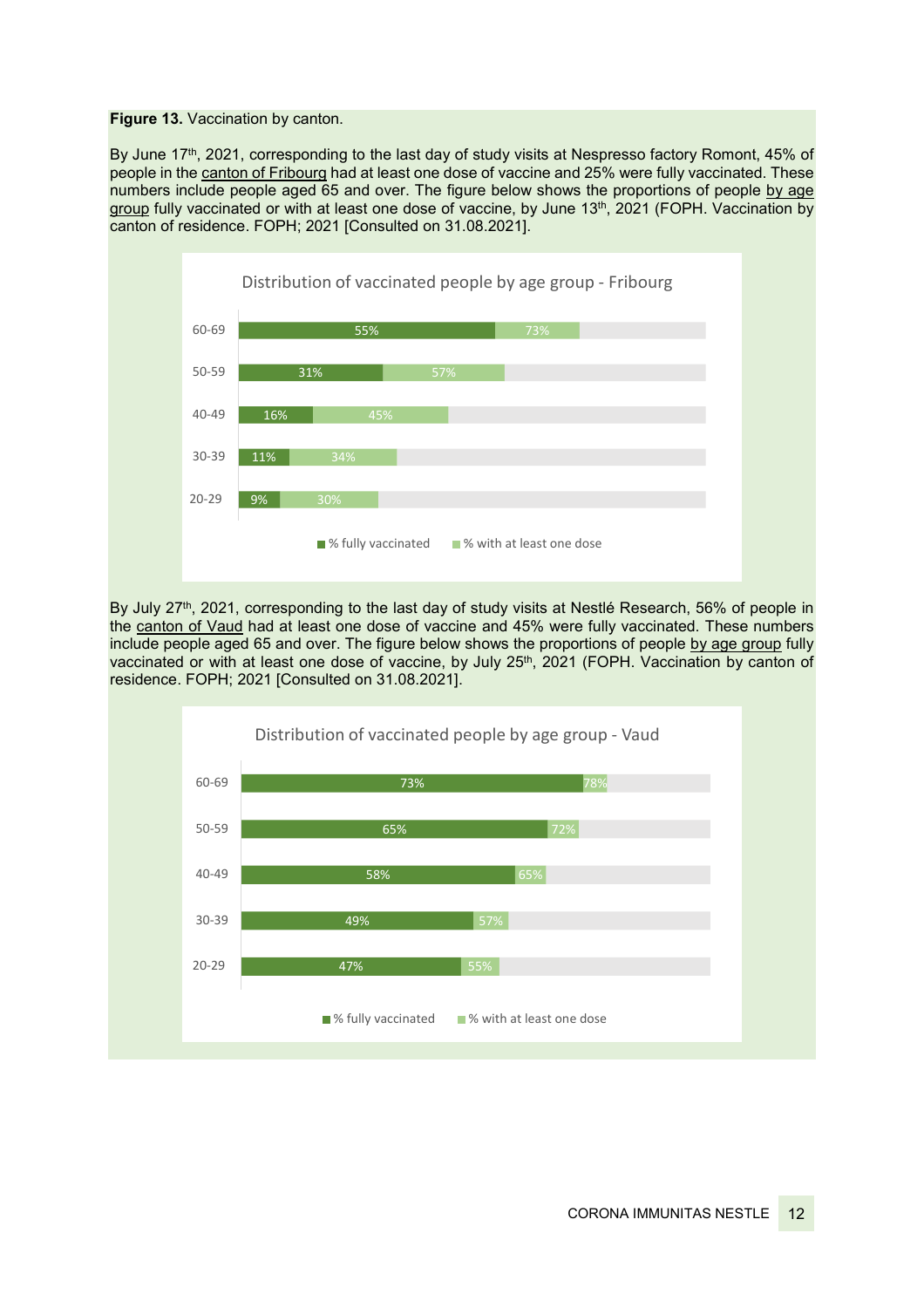**Figure 13.** Vaccination by canton.

By June 17th, 2021, corresponding to the last day of study visits at Nespresso factory Romont, 45% of people in the canton of Fribourg had at least one dose of vaccine and 25% were fully vaccinated. These numbers include people aged 65 and over. The figure below shows the proportions of people by age group fully vaccinated or with at least one dose of vaccine, by June 13th, 2021 (FOPH. Vaccination by canton of residence. FOPH; 2021 [Consulted on 31.08.2021].

**Distribution of vaccinated people by age group - Fribourg**

| Age group | % fully vaccinated | % with at least one dose |
|---|---|---|
| 60-69 | 55% | 73% |
| 50-59 | 31% | 57% |
| 40-49 | 16% | 45% |
| 30-39 | 11% | 34% |
| 20-29 | 9% | 30% |

By July 27th, 2021, corresponding to the last day of study visits at Nestlé Research, 56% of people in the canton of Vaud had at least one dose of vaccine and 45% were fully vaccinated. These numbers include people aged 65 and over. The figure below shows the proportions of people by age group fully vaccinated or with at least one dose of vaccine, by July 25th, 2021 (FOPH. Vaccination by canton of residence. FOPH; 2021 [Consulted on 31.08.2021].

**Distribution of vaccinated people by age group - Vaud**

| Age group | % fully vaccinated | % with at least one dose |
|---|---|---|
| 60-69 | 73% | 78% |
| 50-59 | 65% | 72% |
| 40-49 | 58% | 65% |
| 30-39 | 49% | 57% |
| 20-29 | 47% | 55% |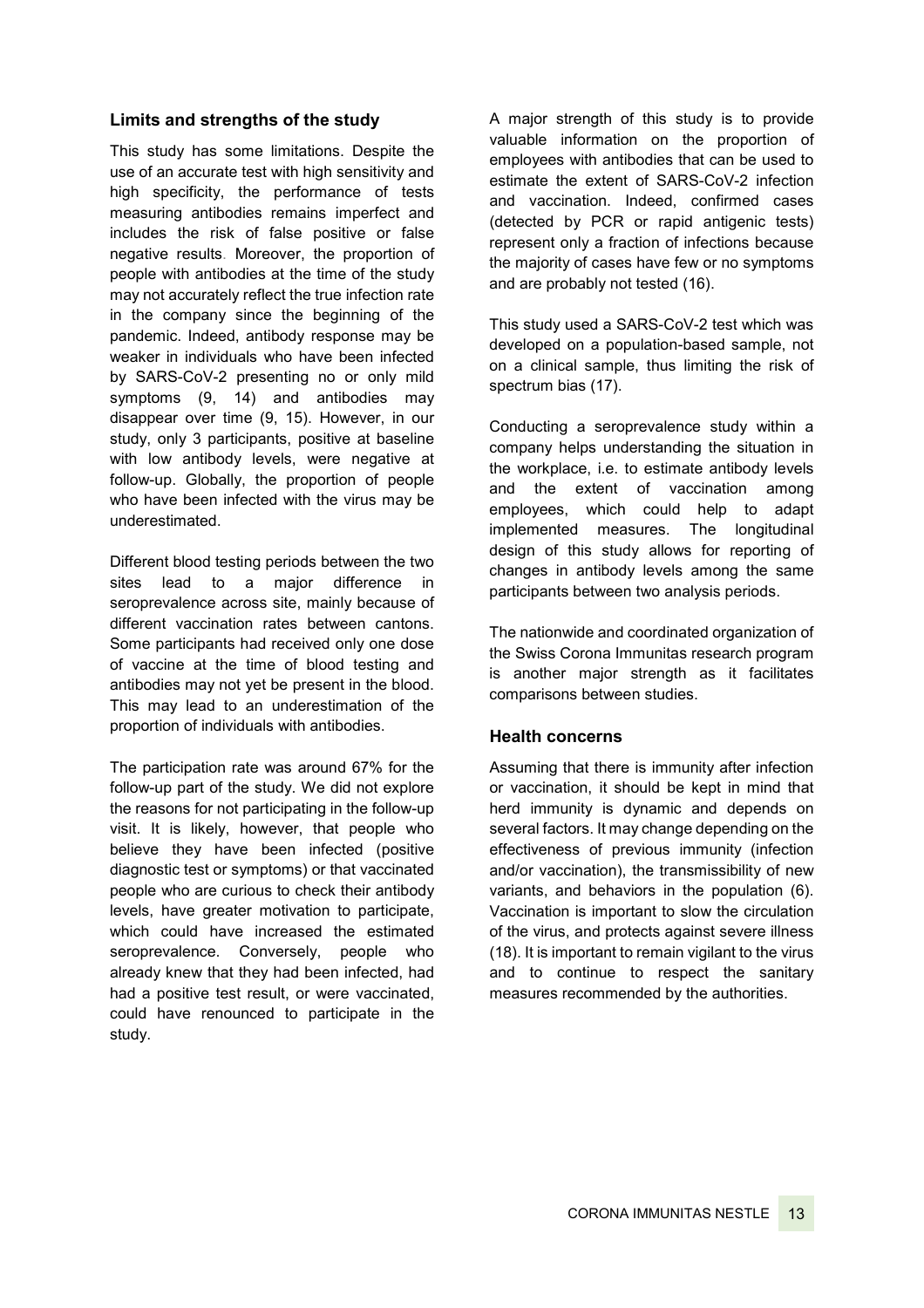## Limits and strengths of the study

This study has some limitations. Despite the use of an accurate test with high sensitivity and high specificity, the performance of tests measuring antibodies remains imperfect and includes the risk of false positive or false negative results. Moreover, the proportion of people with antibodies at the time of the study may not accurately reflect the true infection rate in the company since the beginning of the pandemic. Indeed, antibody response may be weaker in individuals who have been infected by SARS-CoV-2 presenting no or only mild symptoms (9, 14) and antibodies may disappear over time (9, 15). However, in our study, only 3 participants, positive at baseline with low antibody levels, were negative at follow-up. Globally, the proportion of people who have been infected with the virus may be underestimated.

Different blood testing periods between the two sites lead to a major difference in seroprevalence across site, mainly because of different vaccination rates between cantons. Some participants had received only one dose of vaccine at the time of blood testing and antibodies may not yet be present in the blood. This may lead to an underestimation of the proportion of individuals with antibodies.

The participation rate was around 67% for the follow-up part of the study. We did not explore the reasons for not participating in the follow-up visit. It is likely, however, that people who believe they have been infected (positive diagnostic test or symptoms) or that vaccinated people who are curious to check their antibody levels, have greater motivation to participate, which could have increased the estimated seroprevalence. Conversely, people who already knew that they had been infected, had had a positive test result, or were vaccinated, could have renounced to participate in the study.

A major strength of this study is to provide valuable information on the proportion of employees with antibodies that can be used to estimate the extent of SARS-CoV-2 infection and vaccination. Indeed, confirmed cases (detected by PCR or rapid antigenic tests) represent only a fraction of infections because the majority of cases have few or no symptoms and are probably not tested (16).

This study used a SARS-CoV-2 test which was developed on a population-based sample, not on a clinical sample, thus limiting the risk of spectrum bias (17).

Conducting a seroprevalence study within a company helps understanding the situation in the workplace, i.e. to estimate antibody levels and the extent of vaccination among employees, which could help to adapt implemented measures. The longitudinal design of this study allows for reporting of changes in antibody levels among the same participants between two analysis periods.

The nationwide and coordinated organization of the Swiss Corona Immunitas research program is another major strength as it facilitates comparisons between studies.

## Health concerns

Assuming that there is immunity after infection or vaccination, it should be kept in mind that herd immunity is dynamic and depends on several factors. It may change depending on the effectiveness of previous immunity (infection and/or vaccination), the transmissibility of new variants, and behaviors in the population (6). Vaccination is important to slow the circulation of the virus, and protects against severe illness (18). It is important to remain vigilant to the virus and to continue to respect the sanitary measures recommended by the authorities.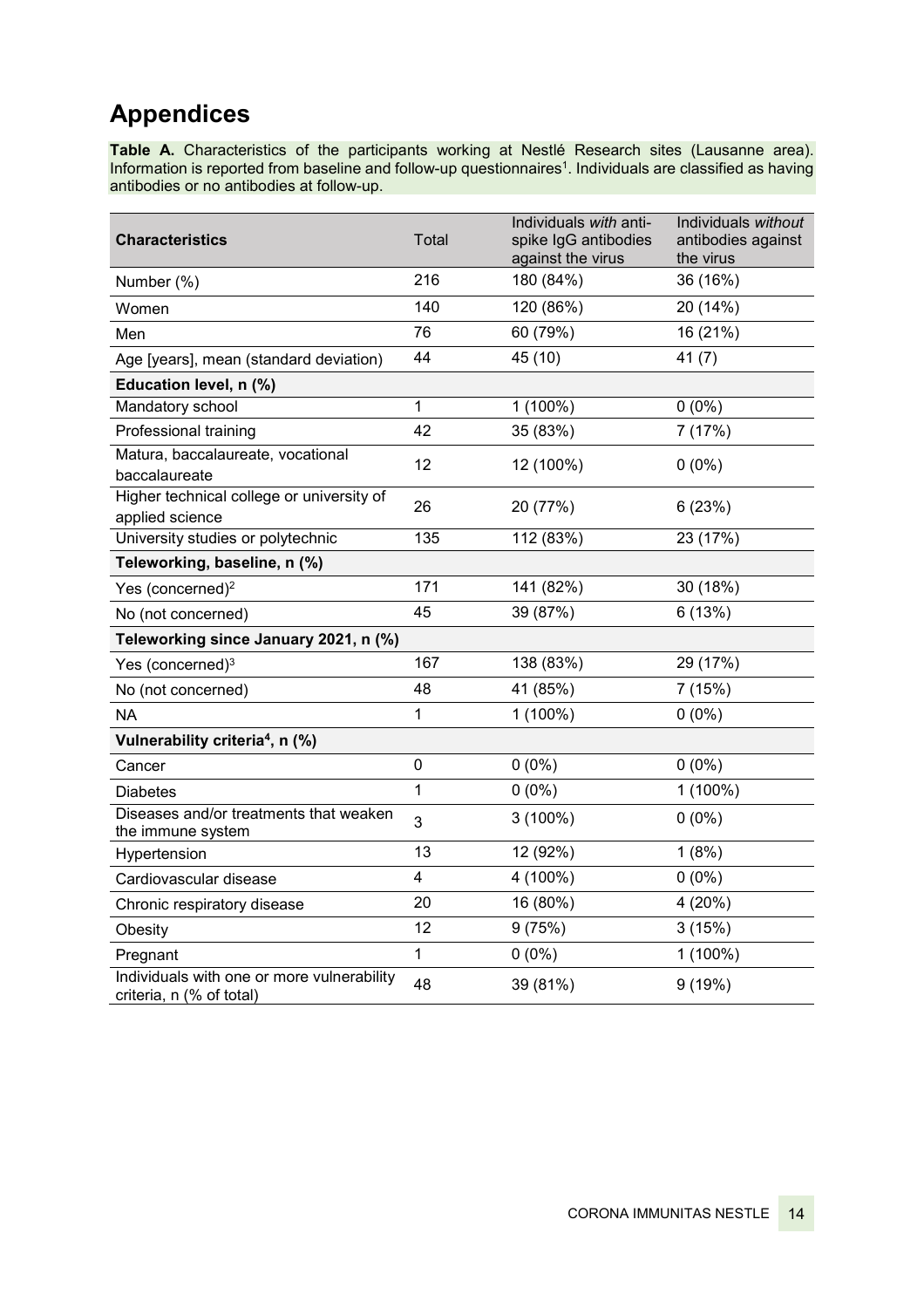# Appendices

**Table A.** Characteristics of the participants working at Nestlé Research sites (Lausanne area). Information is reported from baseline and follow-up questionnaires[1]. Individuals are classified as having antibodies or no antibodies at follow-up.

| Characteristics | Total | Individuals *with* anti-spike IgG antibodies against the virus | Individuals *without* antibodies against the virus |
|---|---|---|---|
| Number (%) | 216 | 180 (84%) | 36 (16%) |
| Women | 140 | 120 (86%) | 20 (14%) |
| Men | 76 | 60 (79%) | 16 (21%) |
| Age [years], mean (standard deviation) | 44 | 45 (10) | 41 (7) |
| **Education level, n (%)** | | | |
| Mandatory school | 1 | 1 (100%) | 0 (0%) |
| Professional training | 42 | 35 (83%) | 7 (17%) |
| Matura, baccalaureate, vocational baccalaureate | 12 | 12 (100%) | 0 (0%) |
| Higher technical college or university of applied science | 26 | 20 (77%) | 6 (23%) |
| University studies or polytechnic | 135 | 112 (83%) | 23 (17%) |
| **Teleworking, baseline, n (%)** | | | |
| Yes (concerned)[2] | 171 | 141 (82%) | 30 (18%) |
| No (not concerned) | 45 | 39 (87%) | 6 (13%) |
| **Teleworking since January 2021, n (%)** | | | |
| Yes (concerned)[3] | 167 | 138 (83%) | 29 (17%) |
| No (not concerned) | 48 | 41 (85%) | 7 (15%) |
| NA | 1 | 1 (100%) | 0 (0%) |
| **Vulnerability criteria[4], n (%)** | | | |
| Cancer | 0 | 0 (0%) | 0 (0%) |
| Diabetes | 1 | 0 (0%) | 1 (100%) |
| Diseases and/or treatments that weaken the immune system | 3 | 3 (100%) | 0 (0%) |
| Hypertension | 13 | 12 (92%) | 1 (8%) |
| Cardiovascular disease | 4 | 4 (100%) | 0 (0%) |
| Chronic respiratory disease | 20 | 16 (80%) | 4 (20%) |
| Obesity | 12 | 9 (75%) | 3 (15%) |
| Pregnant | 1 | 0 (0%) | 1 (100%) |
| Individuals with one or more vulnerability criteria, n (% of total) | 48 | 39 (81%) | 9 (19%) |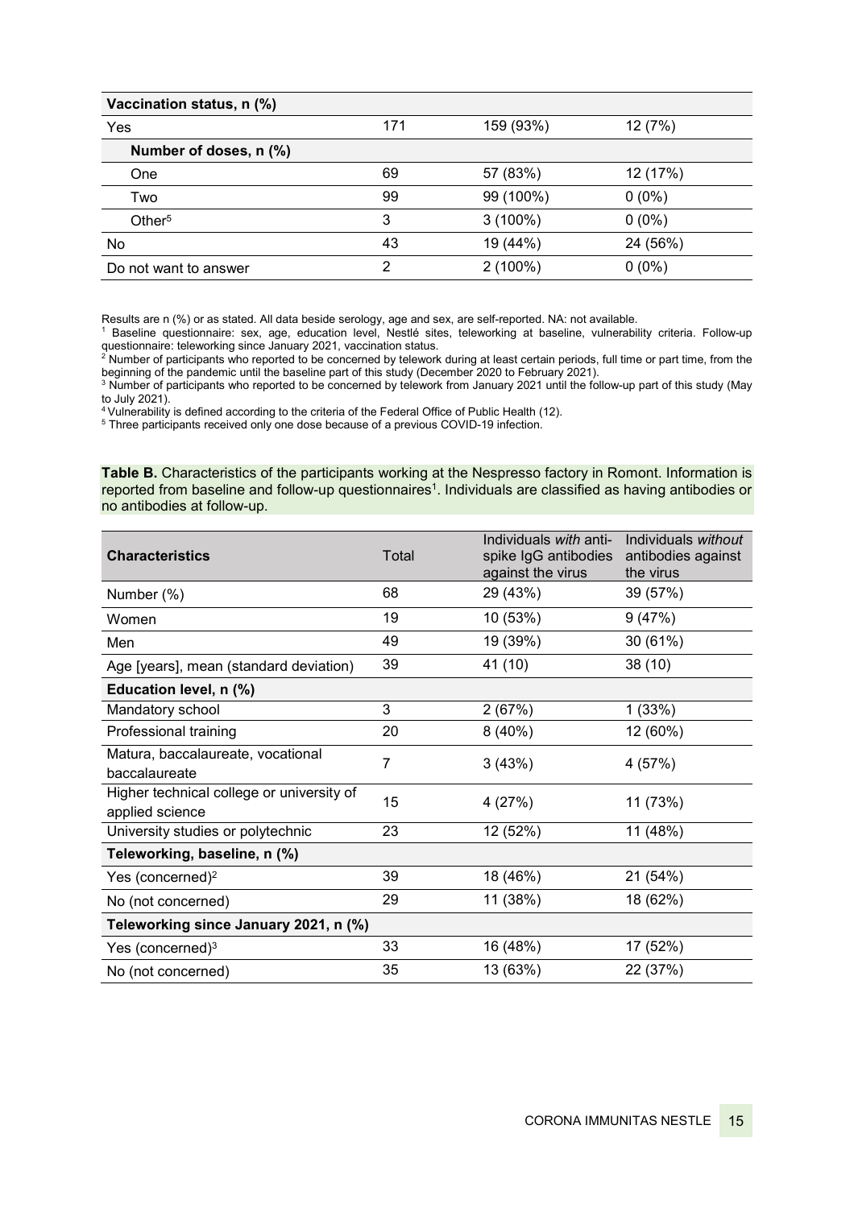| Vaccination status, n (%) | | | |
|---|---|---|---|
| Yes | 171 | 159 (93%) | 12 (7%) |
| **Number of doses, n (%)** | | | |
| One | 69 | 57 (83%) | 12 (17%) |
| Two | 99 | 99 (100%) | 0 (0%) |
| Other[5] | 3 | 3 (100%) | 0 (0%) |
| No | 43 | 19 (44%) | 24 (56%) |
| Do not want to answer | 2 | 2 (100%) | 0 (0%) |

Results are n (%) or as stated. All data beside serology, age and sex, are self-reported. NA: not available.

[1] Baseline questionnaire: sex, age, education level, Nestlé sites, teleworking at baseline, vulnerability criteria. Follow-up questionnaire: teleworking since January 2021, vaccination status.

[2] Number of participants who reported to be concerned by telework during at least certain periods, full time or part time, from the beginning of the pandemic until the baseline part of this study (December 2020 to February 2021).

[3] Number of participants who reported to be concerned by telework from January 2021 until the follow-up part of this study (May to July 2021).

[4] Vulnerability is defined according to the criteria of the Federal Office of Public Health (12).

[5] Three participants received only one dose because of a previous COVID-19 infection.

**Table B.** Characteristics of the participants working at the Nespresso factory in Romont. Information is reported from baseline and follow-up questionnaires[1]. Individuals are classified as having antibodies or no antibodies at follow-up.

| Characteristics | Total | Individuals *with* anti-spike IgG antibodies against the virus | Individuals *without* antibodies against the virus |
|---|---|---|---|
| Number (%) | 68 | 29 (43%) | 39 (57%) |
| Women | 19 | 10 (53%) | 9 (47%) |
| Men | 49 | 19 (39%) | 30 (61%) |
| Age [years], mean (standard deviation) | 39 | 41 (10) | 38 (10) |
| **Education level, n (%)** | | | |
| Mandatory school | 3 | 2 (67%) | 1 (33%) |
| Professional training | 20 | 8 (40%) | 12 (60%) |
| Matura, baccalaureate, vocational baccalaureate | 7 | 3 (43%) | 4 (57%) |
| Higher technical college or university of applied science | 15 | 4 (27%) | 11 (73%) |
| University studies or polytechnic | 23 | 12 (52%) | 11 (48%) |
| **Teleworking, baseline, n (%)** | | | |
| Yes (concerned)[2] | 39 | 18 (46%) | 21 (54%) |
| No (not concerned) | 29 | 11 (38%) | 18 (62%) |
| **Teleworking since January 2021, n (%)** | | | |
| Yes (concerned)[3] | 33 | 16 (48%) | 17 (52%) |
| No (not concerned) | 35 | 13 (63%) | 22 (37%) |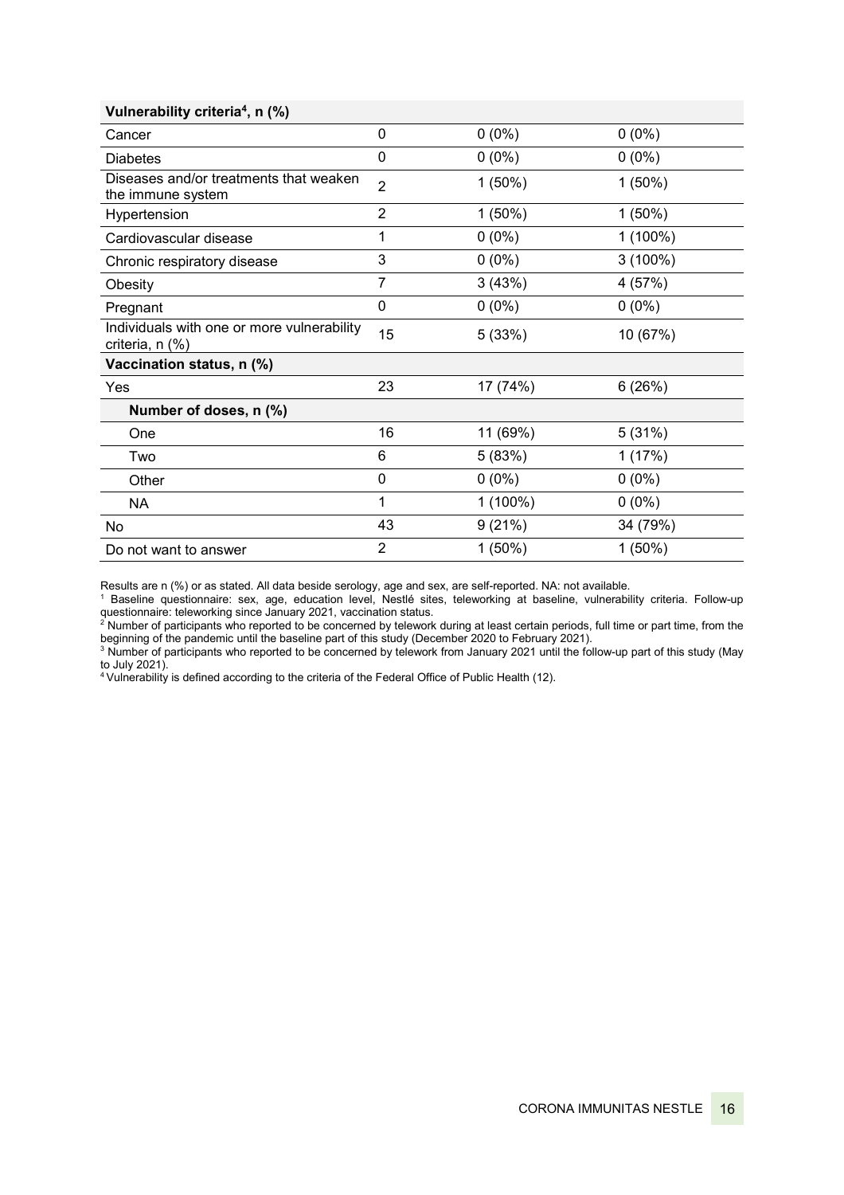| Vulnerability criteria[4], n (%) | | | |
|---|---|---|---|
| Cancer | 0 | 0 (0%) | 0 (0%) |
| Diabetes | 0 | 0 (0%) | 0 (0%) |
| Diseases and/or treatments that weaken the immune system | 2 | 1 (50%) | 1 (50%) |
| Hypertension | 2 | 1 (50%) | 1 (50%) |
| Cardiovascular disease | 1 | 0 (0%) | 1 (100%) |
| Chronic respiratory disease | 3 | 0 (0%) | 3 (100%) |
| Obesity | 7 | 3 (43%) | 4 (57%) |
| Pregnant | 0 | 0 (0%) | 0 (0%) |
| Individuals with one or more vulnerability criteria, n (%) | 15 | 5 (33%) | 10 (67%) |
| **Vaccination status, n (%)** | | | |
| Yes | 23 | 17 (74%) | 6 (26%) |
| **Number of doses, n (%)** | | | |
| One | 16 | 11 (69%) | 5 (31%) |
| Two | 6 | 5 (83%) | 1 (17%) |
| Other | 0 | 0 (0%) | 0 (0%) |
| NA | 1 | 1 (100%) | 0 (0%) |
| No | 43 | 9 (21%) | 34 (79%) |
| Do not want to answer | 2 | 1 (50%) | 1 (50%) |

Results are n (%) or as stated. All data beside serology, age and sex, are self-reported. NA: not available.

[1] Baseline questionnaire: sex, age, education level, Nestlé sites, teleworking at baseline, vulnerability criteria. Follow-up questionnaire: teleworking since January 2021, vaccination status.

[2] Number of participants who reported to be concerned by telework during at least certain periods, full time or part time, from the beginning of the pandemic until the baseline part of this study (December 2020 to February 2021).

[3] Number of participants who reported to be concerned by telework from January 2021 until the follow-up part of this study (May to July 2021).

[4] Vulnerability is defined according to the criteria of the Federal Office of Public Health (12).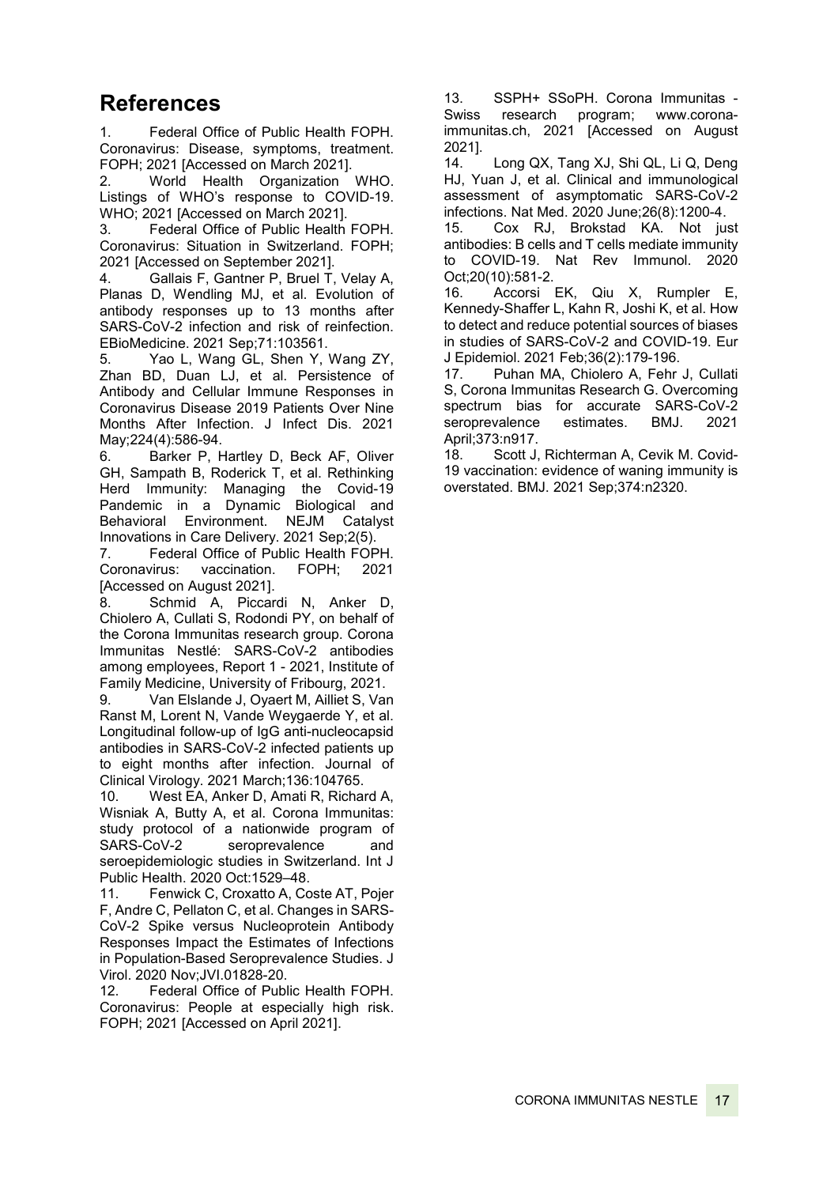## References

1. Federal Office of Public Health FOPH. Coronavirus: Disease, symptoms, treatment. FOPH; 2021 [Accessed on March 2021].
2. World Health Organization WHO. Listings of WHO's response to COVID-19. WHO; 2021 [Accessed on March 2021].
3. Federal Office of Public Health FOPH. Coronavirus: Situation in Switzerland. FOPH; 2021 [Accessed on September 2021].
4. Gallais F, Gantner P, Bruel T, Velay A, Planas D, Wendling MJ, et al. Evolution of antibody responses up to 13 months after SARS-CoV-2 infection and risk of reinfection. EBioMedicine. 2021 Sep;71:103561.
5. Yao L, Wang GL, Shen Y, Wang ZY, Zhan BD, Duan LJ, et al. Persistence of Antibody and Cellular Immune Responses in Coronavirus Disease 2019 Patients Over Nine Months After Infection. J Infect Dis. 2021 May;224(4):586-94.
6. Barker P, Hartley D, Beck AF, Oliver GH, Sampath B, Roderick T, et al. Rethinking Herd Immunity: Managing the Covid-19 Pandemic in a Dynamic Biological and Behavioral Environment. NEJM Catalyst Innovations in Care Delivery. 2021 Sep;2(5).
7. Federal Office of Public Health FOPH. Coronavirus: vaccination. FOPH; 2021 [Accessed on August 2021].
8. Schmid A, Piccardi N, Anker D, Chiolero A, Cullati S, Rodondi PY, on behalf of the Corona Immunitas research group. Corona Immunitas Nestlé: SARS-CoV-2 antibodies among employees, Report 1 - 2021, Institute of Family Medicine, University of Fribourg, 2021.
9. Van Elslande J, Oyaert M, Ailliet S, Van Ranst M, Lorent N, Vande Weygaerde Y, et al. Longitudinal follow-up of IgG anti-nucleocapsid antibodies in SARS-CoV-2 infected patients up to eight months after infection. Journal of Clinical Virology. 2021 March;136:104765.
10. West EA, Anker D, Amati R, Richard A, Wisniak A, Butty A, et al. Corona Immunitas: study protocol of a nationwide program of SARS-CoV-2 seroprevalence and seroepidemiologic studies in Switzerland. Int J Public Health. 2020 Oct:1529–48.
11. Fenwick C, Croxatto A, Coste AT, Pojer F, Andre C, Pellaton C, et al. Changes in SARS-CoV-2 Spike versus Nucleoprotein Antibody Responses Impact the Estimates of Infections in Population-Based Seroprevalence Studies. J Virol. 2020 Nov;JVI.01828-20.
12. Federal Office of Public Health FOPH. Coronavirus: People at especially high risk. FOPH; 2021 [Accessed on April 2021].
13. SSPH+ SSoPH. Corona Immunitas - Swiss research program; www.corona-immunitas.ch, 2021 [Accessed on August 2021].
14. Long QX, Tang XJ, Shi QL, Li Q, Deng HJ, Yuan J, et al. Clinical and immunological assessment of asymptomatic SARS-CoV-2 infections. Nat Med. 2020 June;26(8):1200-4.
15. Cox RJ, Brokstad KA. Not just antibodies: B cells and T cells mediate immunity to COVID-19. Nat Rev Immunol. 2020 Oct;20(10):581-2.
16. Accorsi EK, Qiu X, Rumpler E, Kennedy-Shaffer L, Kahn R, Joshi K, et al. How to detect and reduce potential sources of biases in studies of SARS-CoV-2 and COVID-19. Eur J Epidemiol. 2021 Feb;36(2):179-196.
17. Puhan MA, Chiolero A, Fehr J, Cullati S, Corona Immunitas Research G. Overcoming spectrum bias for accurate SARS-CoV-2 seroprevalence estimates. BMJ. 2021 April;373:n917.
18. Scott J, Richterman A, Cevik M. Covid-19 vaccination: evidence of waning immunity is overstated. BMJ. 2021 Sep;374:n2320.